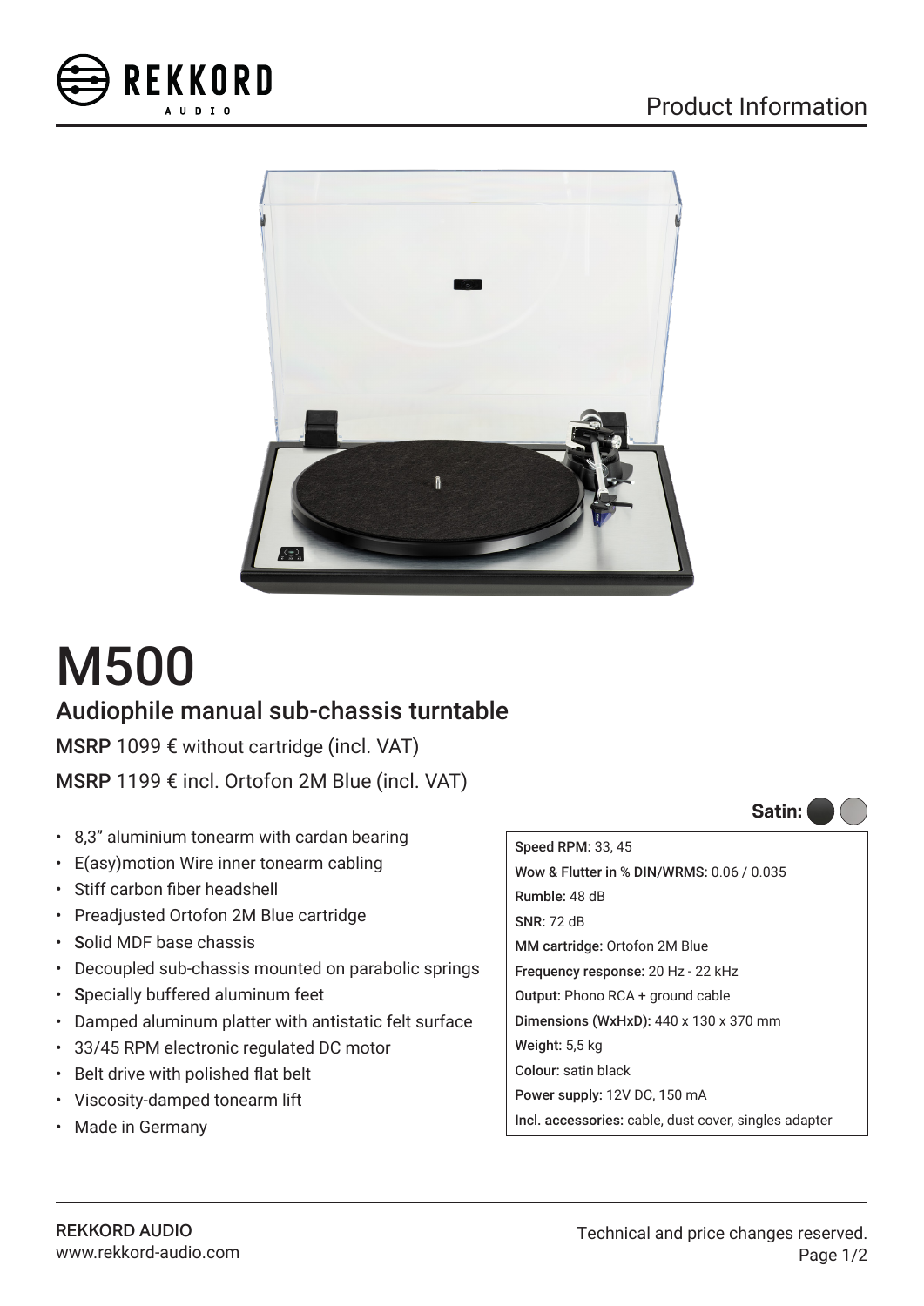REKKORD AUDIO

Product Information

# M500

## Audiophile manual sub-chassis turntable

**MSRP** 1099 € without cartridge (incl. VAT)

**MSRP** 1199 € incl. Ortofon 2M Blue (incl. VAT)

- 8,3" aluminium tonearm with cardan bearing
- E(asy)motion Wire inner tonearm cabling
- Stiff carbon fiber headshell
- Preadjusted Ortofon 2M Blue cartridge
- Solid MDF base chassis
- Decoupled sub-chassis mounted on parabolic springs
- Specially buffered aluminum feet
- Damped aluminum platter with antistatic felt surface
- 33/45 RPM electronic regulated DC motor
- Belt drive with polished flat belt
- Viscosity-damped tonearm lift
- Made in Germany

**Satin:**

**Speed RPM:** 33, 45
**Wow & Flutter in % DIN/WRMS:** 0.06 / 0.035
**Rumble:** 48 dB
**SNR:** 72 dB
**MM cartridge:** Ortofon 2M Blue
**Frequency response:** 20 Hz - 22 kHz
**Output:** Phono RCA + ground cable
**Dimensions (WxHxD):** 440 x 130 x 370 mm
**Weight:** 5,5 kg
**Colour:** satin black
**Power supply:** 12V DC, 150 mA
**Incl. accessories:** cable, dust cover, singles adapter

REKKORD AUDIO
www.rekkord-audio.com

Technical and price changes reserved.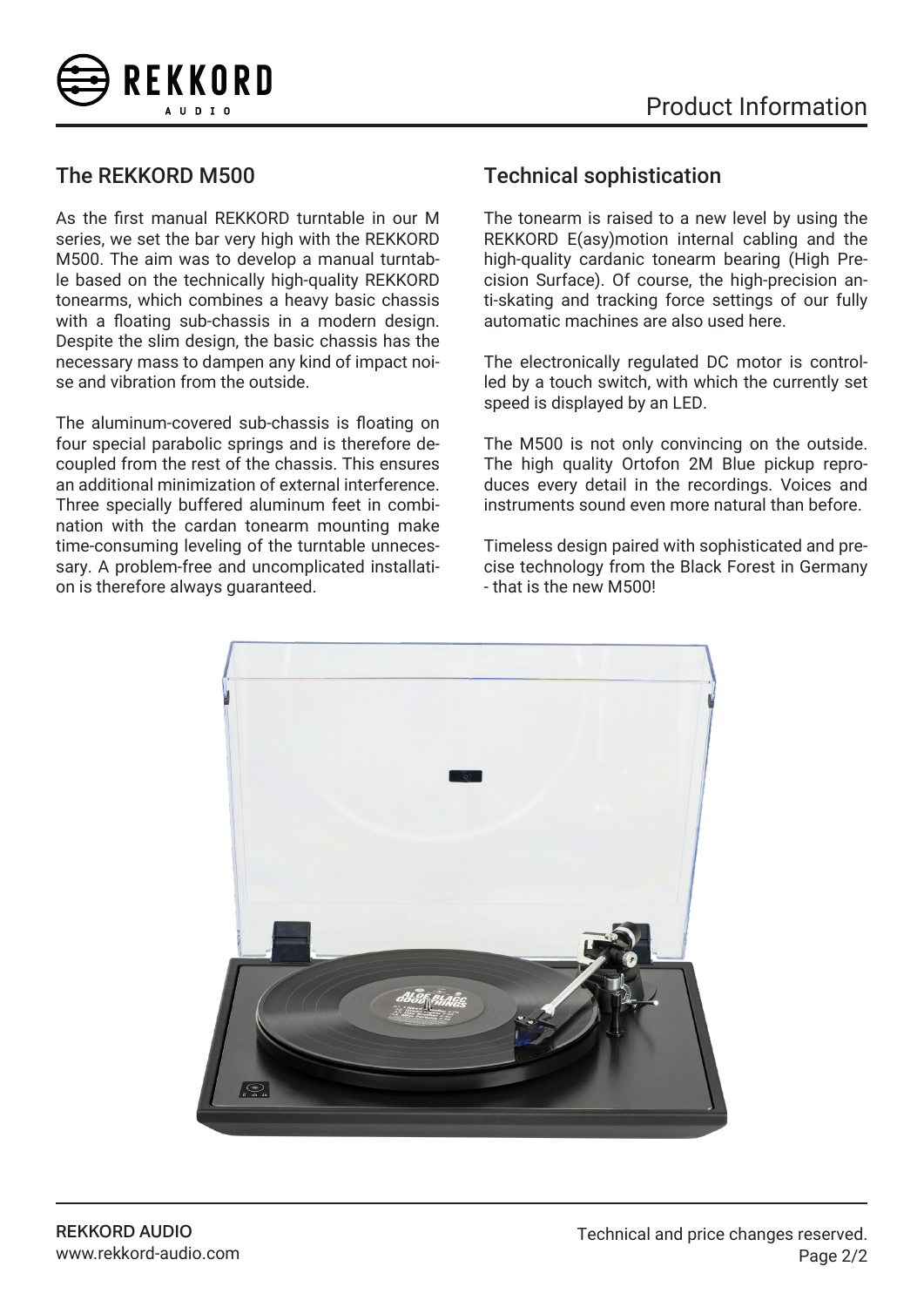## The REKKORD M500

As the first manual REKKORD turntable in our M series, we set the bar very high with the REKKORD M500. The aim was to develop a manual turntable based on the technically high-quality REKKORD tonearms, which combines a heavy basic chassis with a floating sub-chassis in a modern design. Despite the slim design, the basic chassis has the necessary mass to dampen any kind of impact noise and vibration from the outside.

The aluminum-covered sub-chassis is floating on four special parabolic springs and is therefore decoupled from the rest of the chassis. This ensures an additional minimization of external interference. Three specially buffered aluminum feet in combination with the cardan tonearm mounting make time-consuming leveling of the turntable unnecessary. A problem-free and uncomplicated installation is therefore always guaranteed.

## Technical sophistication

The tonearm is raised to a new level by using the REKKORD E(asy)motion internal cabling and the high-quality cardanic tonearm bearing (High Precision Surface). Of course, the high-precision anti-skating and tracking force settings of our fully automatic machines are also used here.

The electronically regulated DC motor is controlled by a touch switch, with which the currently set speed is displayed by an LED.

The M500 is not only convincing on the outside. The high quality Ortofon 2M Blue pickup reproduces every detail in the recordings. Voices and instruments sound even more natural than before.

Timeless design paired with sophisticated and precise technology from the Black Forest in Germany - that is the new M500!

REKKORD AUDIO
www.rekkord-audio.com

Technical and price changes reserved.